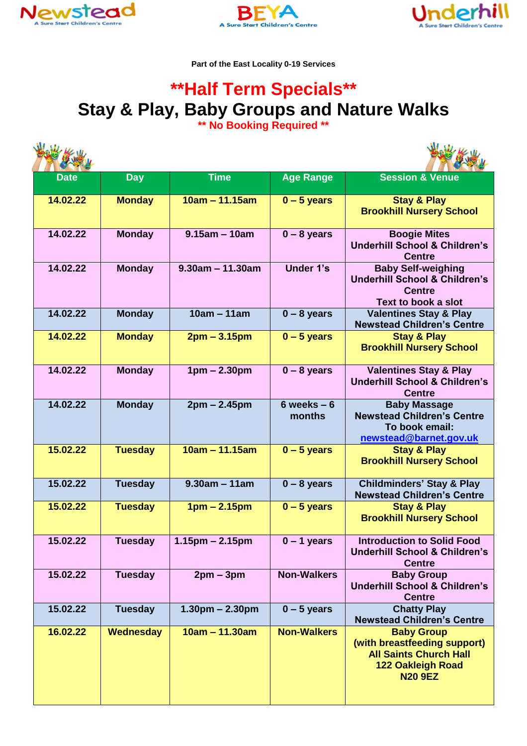Newstead — A Sure Start Children's Centre | BEYA — A Sure Start Children's Centre | Underhill — A Sure Start Children's Centre

**Part of the East Locality 0-19 Services**

# **Half Term Specials**

# Stay & Play, Baby Groups and Nature Walks

**** No Booking Required ****

| Date | Day | Time | Age Range | Session & Venue |
|---|---|---|---|---|
| 14.02.22 | Monday | 10am – 11.15am | 0 – 5 years | Stay & Play<br>Brookhill Nursery School |
| 14.02.22 | Monday | 9.15am – 10am | 0 – 8 years | Boogie Mites<br>Underhill School & Children's Centre |
| 14.02.22 | Monday | 9.30am – 11.30am | Under 1's | Baby Self-weighing<br>Underhill School & Children's Centre<br>Text to book a slot |
| 14.02.22 | Monday | 10am – 11am | 0 – 8 years | Valentines Stay & Play<br>Newstead Children's Centre |
| 14.02.22 | Monday | 2pm – 3.15pm | 0 – 5 years | Stay & Play<br>Brookhill Nursery School |
| 14.02.22 | Monday | 1pm – 2.30pm | 0 – 8 years | Valentines Stay & Play<br>Underhill School & Children's Centre |
| 14.02.22 | Monday | 2pm – 2.45pm | 6 weeks – 6 months | Baby Massage<br>Newstead Children's Centre<br>To book email:<br>newstead@barnet.gov.uk |
| 15.02.22 | Tuesday | 10am – 11.15am | 0 – 5 years | Stay & Play<br>Brookhill Nursery School |
| 15.02.22 | Tuesday | 9.30am – 11am | 0 – 8 years | Childminders' Stay & Play<br>Newstead Children's Centre |
| 15.02.22 | Tuesday | 1pm – 2.15pm | 0 – 5 years | Stay & Play<br>Brookhill Nursery School |
| 15.02.22 | Tuesday | 1.15pm – 2.15pm | 0 – 1 years | Introduction to Solid Food<br>Underhill School & Children's Centre |
| 15.02.22 | Tuesday | 2pm – 3pm | Non-Walkers | Baby Group<br>Underhill School & Children's Centre |
| 15.02.22 | Tuesday | 1.30pm – 2.30pm | 0 – 5 years | Chatty Play<br>Newstead Children's Centre |
| 16.02.22 | Wednesday | 10am – 11.30am | Non-Walkers | Baby Group<br>(with breastfeeding support)<br>All Saints Church Hall<br>122 Oakleigh Road<br>N20 9EZ |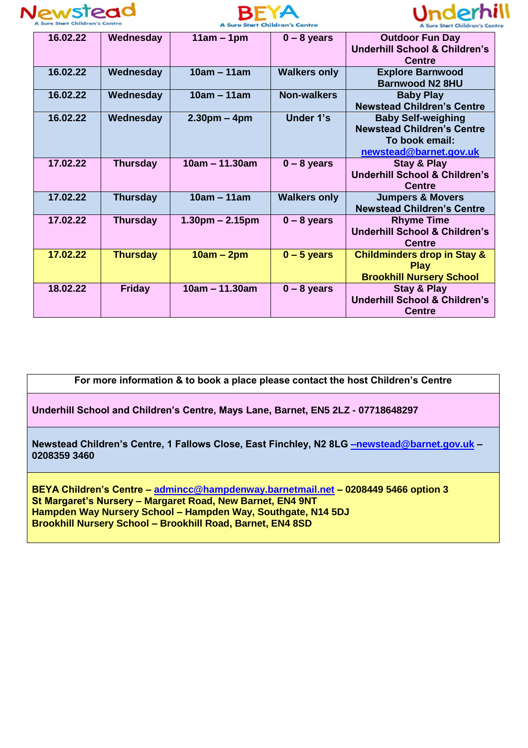Newstead
A Sure Start Children's Centre

BEYA
A Sure Start Children's Centre

Underhill
A Sure Start Children's Centre

| | | | | |
|---|---|---|---|---|
| **16.02.22** | **Wednesday** | **11am – 1pm** | **0 – 8 years** | **Outdoor Fun Day**<br>**Underhill School & Children's Centre** |
| **16.02.22** | **Wednesday** | **10am – 11am** | **Walkers only** | **Explore Barnwood**<br>**Barnwood N2 8HU** |
| **16.02.22** | **Wednesday** | **10am – 11am** | **Non-walkers** | **Baby Play**<br>**Newstead Children's Centre** |
| **16.02.22** | **Wednesday** | **2.30pm – 4pm** | **Under 1's** | **Baby Self-weighing**<br>**Newstead Children's Centre**<br>**To book email:**<br>**newstead@barnet.gov.uk** |
| **17.02.22** | **Thursday** | **10am – 11.30am** | **0 – 8 years** | **Stay & Play**<br>**Underhill School & Children's Centre** |
| **17.02.22** | **Thursday** | **10am – 11am** | **Walkers only** | **Jumpers & Movers**<br>**Newstead Children's Centre** |
| **17.02.22** | **Thursday** | **1.30pm – 2.15pm** | **0 – 8 years** | **Rhyme Time**<br>**Underhill School & Children's Centre** |
| **17.02.22** | **Thursday** | **10am – 2pm** | **0 – 5 years** | **Childminders drop in Stay & Play**<br>**Brookhill Nursery School** |
| **18.02.22** | **Friday** | **10am – 11.30am** | **0 – 8 years** | **Stay & Play**<br>**Underhill School & Children's Centre** |

**For more information & to book a place please contact the host Children's Centre**

**Underhill School and Children's Centre, Mays Lane, Barnet, EN5 2LZ - 07718648297**

**Newstead Children's Centre, 1 Fallows Close, East Finchley, N2 8LG –newstead@barnet.gov.uk – 0208359 3460**

**BEYA Children's Centre – admincc@hampdenway.barnetmail.net – 0208449 5466 option 3**
**St Margaret's Nursery – Margaret Road, New Barnet, EN4 9NT**
**Hampden Way Nursery School – Hampden Way, Southgate, N14 5DJ**
**Brookhill Nursery School – Brookhill Road, Barnet, EN4 8SD**